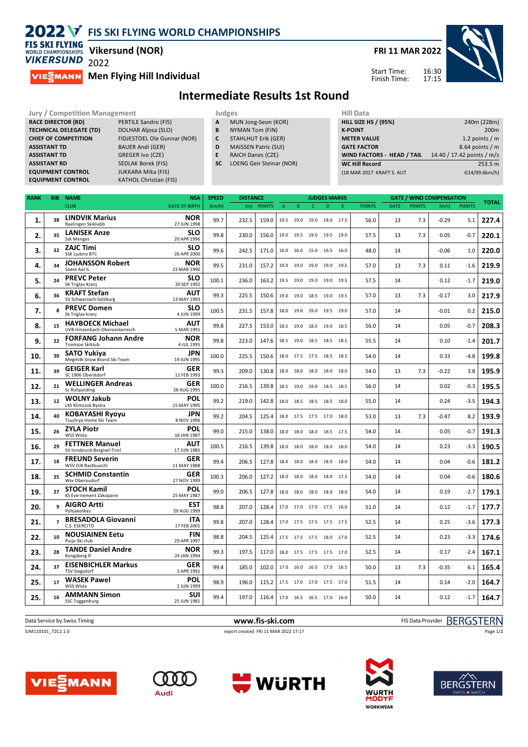# 2022 FIS SKI FLYING WORLD CHAMPIONSHIPS

## Vikersund (NOR)

**FRI 11 MAR 2022**

## Men Flying Hill Individual

Start Time: 16:30
Finish Time: 17:15

# Intermediate Results 1st Round

| Jury / Competition Management | |
|---|---|
| RACE DIRECTOR (RD) | PERTILE Sandro (FIS) |
| TECHNICAL DELEGATE (TD) | DOLHAR Aljosa (SLO) |
| CHIEF OF COMPETITION | FIDJESTOEL Ole Gunnar (NOR) |
| ASSISTANT TD | BAUER Andi (GER) |
| ASSISTANT TD | GREGER Ivo (CZE) |
| ASSISTANT RD | SEDLAK Borek (FIS) |
| EQUIPMENT CONTROL | JUKKARA Mika (FIS) |
| EQUIPMENT CONTROL | KATHOL Christian (FIS) |

| Judges | |
|---|---|
| A | MUN Jong-Seon (KOR) |
| B | NYMAN Tom (FIN) |
| C | STAHLHUT Erik (GER) |
| D | MAISSEN Patric (SUI) |
| E | RAICH Danes (CZE) |
| SC | LOENG Geir Steinar (NOR) |

| Hill Data | |
|---|---|
| HILL SIZE HS / (95%) | 240m (228m) |
| K-POINT | 200m |
| METER VALUE | 1.2 points / m |
| GATE FACTOR | 8.64 points / m |
| WIND FACTORS - HEAD / TAIL | 14.40 / 17.42 points / m/s |
| WC Hill Record | 253.5 m |
| (18 MAR 2017 KRAFT S. AUT | G14/99.6km/h) |

| RANK | BIB | NAME / CLUB | NSA / DATE OF BIRTH | SPEED [km/h] | DISTANCE [m] | DISTANCE POINTS | A | B | C | D | E | JUDGES POINTS | GATE | GATE POINTS | WIND [m/s] | WIND POINTS | TOTAL |
|---|---|---|---|---|---|---|---|---|---|---|---|---|---|---|---|---|---|
| 1. | 38 | LINDVIK Marius / Raelingen Skiklubb | NOR / 27 JUN 1998 | 99.7 | 232.5 | 159.0 | 19.5 | 19.0 | 19.0 | 18.0 | 17.5 | 56.0 | 13 | 7.3 | -0.29 | 5.1 | 227.4 |
| 2. | 35 | LANISEK Anze / Ssk Menges | SLO / 20 APR 1996 | 99.8 | 230.0 | 156.0 | 19.0 | 19.5 | 19.0 | 19.5 | 19.0 | 57.5 | 13 | 7.3 | 0.05 | -0.7 | 220.1 |
| 3. | 32 | ZAJC Timi / SSK Ljubno BTC | SLO / 26 APR 2000 | 99.6 | 242.5 | 171.0 | 16.0 | 16.0 | 15.0 | 16.5 | 16.0 | 48.0 | 14 | | -0.06 | 1.0 | 220.0 |
| 4. | 34 | JOHANSSON Robert / Soere Aal IL | NOR / 23 MAR 1990 | 99.5 | 231.0 | 157.2 | 19.0 | 19.0 | 19.0 | 19.0 | 19.5 | 57.0 | 13 | 7.3 | 0.11 | -1.6 | 219.9 |
| 5. | 24 | PREVC Peter / SK Triglav Kranj | SLO / 20 SEP 1992 | 100.1 | 236.0 | 163.2 | 19.5 | 19.0 | 19.0 | 19.0 | 19.5 | 57.5 | 14 | | 0.12 | -1.7 | 219.0 |
| 6. | 36 | KRAFT Stefan / SV Schwarzach-Salzburg | AUT / 13 MAY 1993 | 99.3 | 225.5 | 150.6 | 19.0 | 19.0 | 18.5 | 19.0 | 19.5 | 57.0 | 13 | 7.3 | -0.17 | 3.0 | 217.9 |
| 7. | 8 | PREVC Domen / Sk Triglav kranj | SLO / 4 JUN 1999 | 100.5 | 231.5 | 157.8 | 18.0 | 19.0 | 19.0 | 19.5 | 19.0 | 57.0 | 14 | | -0.01 | 0.2 | 215.0 |
| 8. | 15 | HAYBOECK Michael / UVB Hinzenbach-Oberoesterreich | AUT / 5 MAR 1991 | 99.8 | 227.5 | 153.0 | 18.5 | 19.0 | 18.5 | 19.0 | 18.5 | 56.0 | 14 | | 0.05 | -0.7 | 208.3 |
| 9. | 22 | FORFANG Johann Andre / Tromsoe Skiklub | NOR / 4 JUL 1995 | 99.8 | 223.0 | 147.6 | 18.5 | 19.0 | 18.5 | 18.5 | 18.5 | 55.5 | 14 | | 0.10 | -1.4 | 201.7 |
| 10. | 30 | SATO Yukiya / Megmilk Snow Brand Ski Team | JPN / 19 JUN 1995 | 100.0 | 225.5 | 150.6 | 18.0 | 17.5 | 17.5 | 18.5 | 18.5 | 54.0 | 14 | | 0.33 | -4.8 | 199.8 |
| 11. | 39 | GEIGER Karl / SC 1906 Oberstdorf | GER / 11 FEB 1993 | 99.3 | 209.0 | 130.8 | 18.0 | 18.0 | 18.0 | 18.0 | 18.0 | 54.0 | 13 | 7.3 | -0.22 | 3.8 | 195.9 |
| 12. | 21 | WELLINGER Andreas / Sc Ruhpolding | GER / 28 AUG 1995 | 100.0 | 216.5 | 139.8 | 18.5 | 19.0 | 19.0 | 18.5 | 18.5 | 56.0 | 14 | | 0.02 | -0.3 | 195.5 |
| 13. | 12 | WOLNY Jakub / LKS Klimczok Bystra | POL / 15 MAY 1995 | 99.2 | 219.0 | 142.8 | 18.0 | 18.5 | 18.5 | 18.5 | 18.0 | 55.0 | 14 | | 0.24 | -3.5 | 194.3 |
| 14. | 40 | KOBAYASHI Ryoyu / Tsuchiya Home Ski Team | JPN / 8 NOV 1996 | 99.2 | 204.5 | 125.4 | 18.0 | 17.5 | 17.5 | 17.0 | 18.0 | 53.0 | 13 | 7.3 | -0.47 | 8.2 | 193.9 |
| 15. | 26 | ZYLA Piotr / WSS Wisla | POL / 16 JAN 1987 | 99.0 | 215.0 | 138.0 | 18.0 | 18.0 | 18.0 | 18.5 | 17.5 | 54.0 | 14 | | 0.05 | -0.7 | 191.3 |
| 16. | 29 | FETTNER Manuel / SV Innsbruck-Bergisel-Tirol | AUT / 17 JUN 1985 | 100.5 | 216.5 | 139.8 | 18.0 | 18.0 | 18.0 | 18.0 | 18.0 | 54.0 | 14 | | 0.23 | -3.3 | 190.5 |
| 17. | 18 | FREUND Severin / WSV DJK Rastbuechl | GER / 11 MAY 1988 | 99.4 | 206.5 | 127.8 | 18.0 | 18.0 | 18.0 | 18.0 | 18.0 | 54.0 | 14 | | 0.04 | -0.6 | 181.2 |
| 18. | 25 | SCHMID Constantin / Wsv Oberaudorf | GER / 27 NOV 1999 | 100.3 | 206.0 | 127.2 | 18.0 | 18.0 | 18.0 | 18.0 | 17.5 | 54.0 | 14 | | 0.04 | -0.6 | 180.6 |
| 19. | 27 | STOCH Kamil / KS Eve-nement Zakopane | POL / 25 MAY 1987 | 99.0 | 206.5 | 127.8 | 18.0 | 18.0 | 18.0 | 18.0 | 18.0 | 54.0 | 14 | | 0.19 | -2.7 | 179.1 |
| 20. | 9 | AIGRO Artti / Pohjakotkas | EST / 29 AUG 1999 | 98.8 | 207.0 | 128.4 | 17.0 | 17.0 | 17.0 | 17.5 | 16.0 | 51.0 | 14 | | 0.12 | -1.7 | 177.7 |
| 21. | 7 | BRESADOLA Giovanni / C.S. ESERCITO | ITA / 17 FEB 2001 | 99.8 | 207.0 | 128.4 | 17.0 | 17.5 | 17.5 | 17.5 | 17.5 | 52.5 | 14 | | 0.25 | -3.6 | 177.3 |
| 22. | 10 | NOUSIAINEN Eetu / Puijo Ski club | FIN / 29 APR 1997 | 98.8 | 204.5 | 125.4 | 17.5 | 17.5 | 17.5 | 18.0 | 17.0 | 52.5 | 14 | | 0.23 | -3.3 | 174.6 |
| 23. | 28 | TANDE Daniel Andre / Kongsberg If | NOR / 24 JAN 1994 | 99.3 | 197.5 | 117.0 | 18.0 | 17.5 | 17.5 | 17.5 | 17.0 | 52.5 | 14 | | 0.17 | -2.4 | 167.1 |
| 24. | 37 | EISENBICHLER Markus / TSV Siegsdorf | GER / 3 APR 1991 | 99.4 | 185.0 | 102.0 | 17.0 | 16.0 | 16.5 | 17.0 | 16.5 | 50.0 | 13 | 7.3 | -0.35 | 6.1 | 165.4 |
| 25. | 17 | WASEK Pawel / WSS Wisla | POL / 2 JUN 1999 | 98.9 | 196.0 | 115.2 | 17.5 | 17.0 | 17.0 | 17.5 | 17.0 | 51.5 | 14 | | 0.14 | -2.0 | 164.7 |
| 25. | 16 | AMMANN Simon / SSC Toggenburg | SUI / 25 JUN 1981 | 99.4 | 197.0 | 116.4 | 17.0 | 16.5 | 16.5 | 17.0 | 16.0 | 50.0 | 14 | | 0.12 | -1.7 | 164.7 |

Data Service by Swiss Timing — www.fis-ski.com — FIS Data Provider BERGSTERN

SJM110101_72C2 1.0 — report created FRI 11 MAR 2022 17:17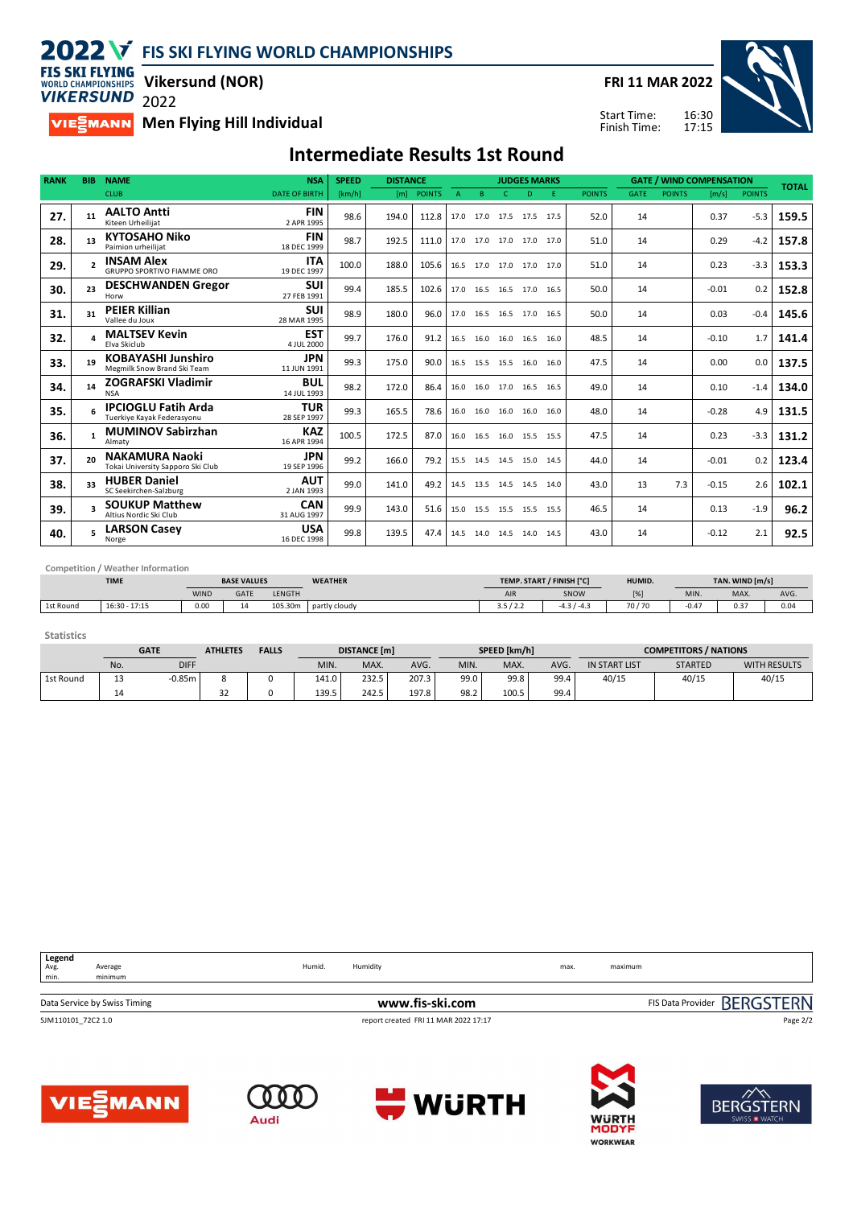# 2022 FIS SKI FLYING WORLD CHAMPIONSHIPS

**Vikersund (NOR)**

**FRI 11 MAR 2022**

**Men Flying Hill Individual**

Start Time: 16:30
Finish Time: 17:15

## Intermediate Results 1st Round

| RANK | BIB | NAME / CLUB | NSA / DATE OF BIRTH | SPEED [km/h] | DISTANCE [m] | DISTANCE POINTS | A | B | C | D | E | JUDGES POINTS | GATE | GATE POINTS | WIND [m/s] | WIND POINTS | TOTAL |
|---|---|---|---|---|---|---|---|---|---|---|---|---|---|---|---|---|---|
| 27. | 11 | **AALTO Antti** Kiteen Urheilijat | FIN 2 APR 1995 | 98.6 | 194.0 | 112.8 | 17.0 | 17.0 | 17.5 | 17.5 | 17.5 | 52.0 | 14 | | 0.37 | -5.3 | 159.5 |
| 28. | 13 | **KYTOSAHO Niko** Paimion urheilijat | FIN 18 DEC 1999 | 98.7 | 192.5 | 111.0 | 17.0 | 17.0 | 17.0 | 17.0 | 17.0 | 51.0 | 14 | | 0.29 | -4.2 | 157.8 |
| 29. | 2 | **INSAM Alex** GRUPPO SPORTIVO FIAMME ORO | ITA 19 DEC 1997 | 100.0 | 188.0 | 105.6 | 16.5 | 17.0 | 17.0 | 17.0 | 17.0 | 51.0 | 14 | | 0.23 | -3.3 | 153.3 |
| 30. | 23 | **DESCHWANDEN Gregor** Horw | SUI 27 FEB 1991 | 99.4 | 185.5 | 102.6 | 17.0 | 16.5 | 16.5 | 17.0 | 16.5 | 50.0 | 14 | | -0.01 | 0.2 | 152.8 |
| 31. | 31 | **PEIER Killian** Vallee du Joux | SUI 28 MAR 1995 | 98.9 | 180.0 | 96.0 | 17.0 | 16.5 | 16.5 | 17.0 | 16.5 | 50.0 | 14 | | 0.03 | -0.4 | 145.6 |
| 32. | 4 | **MALTSEV Kevin** Elva Skiclub | EST 4 JUL 2000 | 99.7 | 176.0 | 91.2 | 16.5 | 16.0 | 16.0 | 16.5 | 16.0 | 48.5 | 14 | | -0.10 | 1.7 | 141.4 |
| 33. | 19 | **KOBAYASHI Junshiro** Megmilk Snow Brand Ski Team | JPN 11 JUN 1991 | 99.3 | 175.0 | 90.0 | 16.5 | 15.5 | 15.5 | 16.0 | 16.0 | 47.5 | 14 | | 0.00 | 0.0 | 137.5 |
| 34. | 14 | **ZOGRAFSKI Vladimir** NSA | BUL 14 JUL 1993 | 98.2 | 172.0 | 86.4 | 16.0 | 16.0 | 17.0 | 16.5 | 16.5 | 49.0 | 14 | | 0.10 | -1.4 | 134.0 |
| 35. | 6 | **IPCIOGLU Fatih Arda** Tuerkiye Kayak Federasyonu | TUR 28 SEP 1997 | 99.3 | 165.5 | 78.6 | 16.0 | 16.0 | 16.0 | 16.0 | 16.0 | 48.0 | 14 | | -0.28 | 4.9 | 131.5 |
| 36. | 1 | **MUMINOV Sabirzhan** Almaty | KAZ 16 APR 1994 | 100.5 | 172.5 | 87.0 | 16.0 | 16.5 | 16.0 | 15.5 | 15.5 | 47.5 | 14 | | 0.23 | -3.3 | 131.2 |
| 37. | 20 | **NAKAMURA Naoki** Tokai University Sapporo Ski Club | JPN 19 SEP 1996 | 99.2 | 166.0 | 79.2 | 15.5 | 14.5 | 14.5 | 15.0 | 14.5 | 44.0 | 14 | | -0.01 | 0.2 | 123.4 |
| 38. | 33 | **HUBER Daniel** SC Seekirchen-Salzburg | AUT 2 JAN 1993 | 99.0 | 141.0 | 49.2 | 14.5 | 13.5 | 14.5 | 14.5 | 14.0 | 43.0 | 13 | 7.3 | -0.15 | 2.6 | 102.1 |
| 39. | 3 | **SOUKUP Matthew** Altius Nordic Ski Club | CAN 31 AUG 1997 | 99.9 | 143.0 | 51.6 | 15.0 | 15.5 | 15.5 | 15.5 | 15.5 | 46.5 | 14 | | 0.13 | -1.9 | 96.2 |
| 40. | 5 | **LARSON Casey** Norge | USA 16 DEC 1998 | 99.8 | 139.5 | 47.4 | 14.5 | 14.0 | 14.5 | 14.0 | 14.5 | 43.0 | 14 | | -0.12 | 2.1 | 92.5 |

### Competition / Weather Information

| | TIME | BASE VALUES WIND | BASE VALUES GATE | BASE VALUES LENGTH | WEATHER | TEMP. START / FINISH [°C] AIR | TEMP. START / FINISH [°C] SNOW | HUMID. [%] | TAN. WIND [m/s] MIN. | TAN. WIND [m/s] MAX. | TAN. WIND [m/s] AVG. |
|---|---|---|---|---|---|---|---|---|---|---|---|
| 1st Round | 16:30 - 17:15 | 0.00 | 14 | 105.30m | partly cloudy | 3.5 / 2.2 | -4.3 / -4.3 | 70 / 70 | -0.47 | 0.37 | 0.04 |

### Statistics

| | GATE No. | GATE DIFF | ATHLETES | FALLS | DISTANCE [m] MIN. | DISTANCE [m] MAX. | DISTANCE [m] AVG. | SPEED [km/h] MIN. | SPEED [km/h] MAX. | SPEED [km/h] AVG. | IN START LIST | STARTED | WITH RESULTS |
|---|---|---|---|---|---|---|---|---|---|---|---|---|---|
| 1st Round | 13 | -0.85m | 8 | 0 | 141.0 | 232.5 | 207.3 | 99.0 | 99.8 | 99.4 | 40/15 | 40/15 | 40/15 |
| | 14 | | 32 | 0 | 139.5 | 242.5 | 197.8 | 98.2 | 100.5 | 99.4 | | | |

**Legend**
Avg. Average
min. minimum
Humid. Humidity
max. maximum

Data Service by Swiss Timing — www.fis-ski.com — FIS Data Provider BERGSTERN

SJM110101_72C2 1.0 — report created FRI 11 MAR 2022 17:17